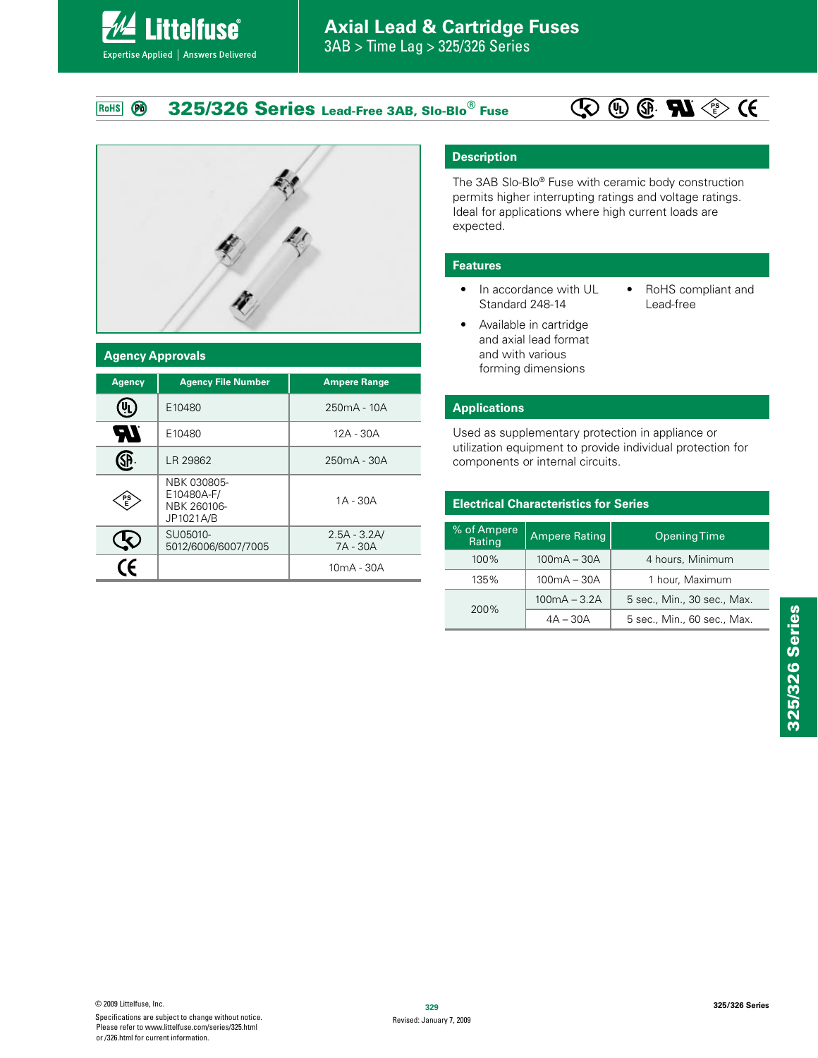# Axial Lead & Cartridge Fuses

3AB > Time Lag > 325/326 Series

## 325/326 Series Lead-Free 3AB, Slo-Blo® Fuse

## Description

The 3AB Slo-Blo® Fuse with ceramic body construction permits higher interrupting ratings and voltage ratings. Ideal for applications where high current loads are expected.

## Features

- In accordance with UL Standard 248-14
- Available in cartridge and axial lead format and with various forming dimensions
- RoHS compliant and Lead-free

## Applications

Used as supplementary protection in appliance or utilization equipment to provide individual protection for components or internal circuits.

## Agency Approvals

| Agency | Agency File Number | Ampere Range |
|---|---|---|
| UL | E10480 | 250mA - 10A |
| UR | E10480 | 12A - 30A |
| CSA | LR 29862 | 250mA - 30A |
| PSE | NBK 030805-E10480A-F/ NBK 260106-JP1021A/B | 1A - 30A |
| K | SU05010-5012/6006/6007/7005 | 2.5A - 3.2A/ 7A - 30A |
| CE | | 10mA - 30A |

## Electrical Characteristics for Series

| % of Ampere Rating | Ampere Rating | Opening Time |
|---|---|---|
| 100% | 100mA – 30A | 4 hours, Minimum |
| 135% | 100mA – 30A | 1 hour, Maximum |
| 200% | 100mA – 3.2A | 5 sec., Min., 30 sec., Max. |
| | 4A – 30A | 5 sec., Min., 60 sec., Max. |

© 2009 Littelfuse, Inc.
Specifications are subject to change without notice.
Please refer to www.littelfuse.com/series/325.html or /326.html for current information.

Revised: January 7, 2009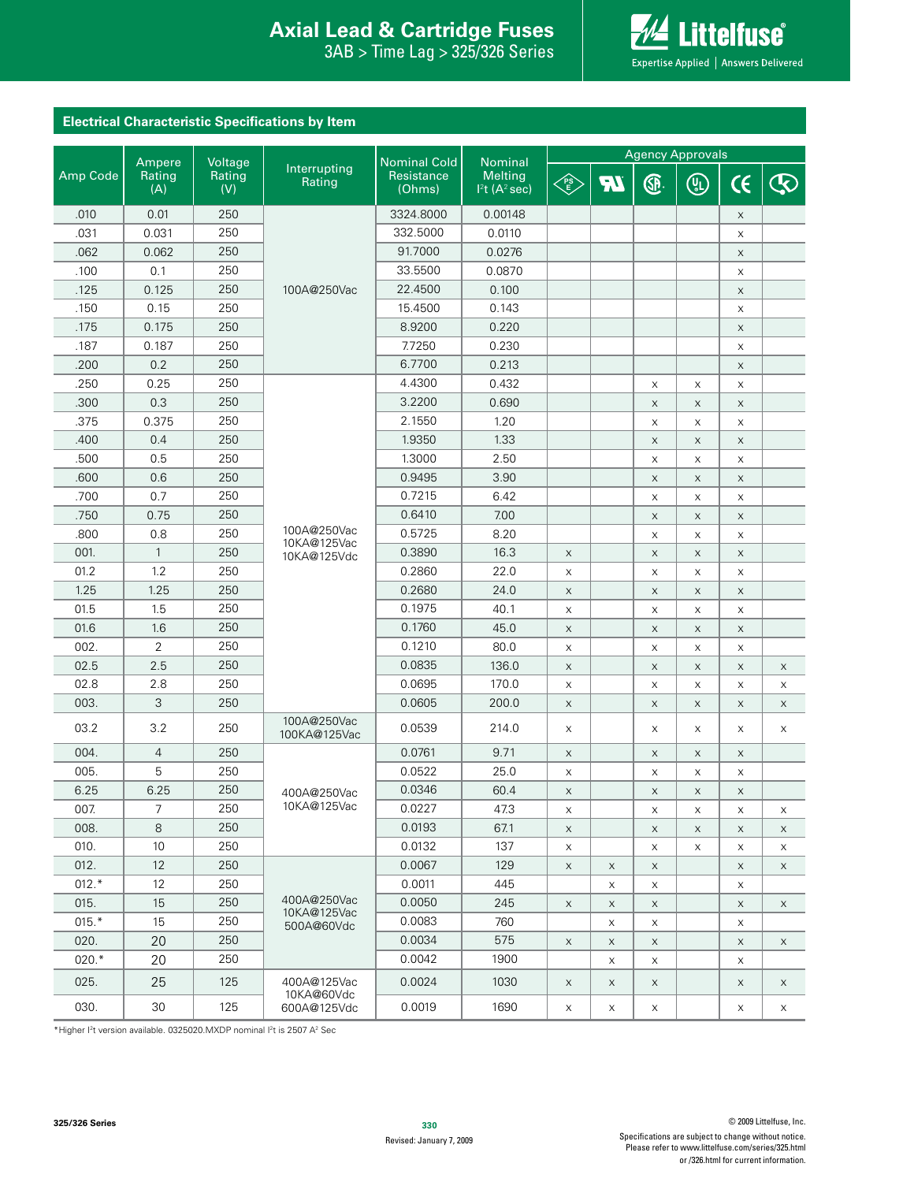## Electrical Characteristic Specifications by Item

| Amp Code | Ampere Rating (A) | Voltage Rating (V) | Interrupting Rating | Nominal Cold Resistance (Ohms) | Nominal Melting I²t (A² sec) | Agency Approvals | | | | | |
|---|---|---|---|---|---|---|---|---|---|---|---|
| | | | | | | PSE | RU | CSA | UL | CE | KC |
| .010 | 0.01 | 250 | 100A@250Vac | 3324.8000 | 0.00148 | | | | | x | |
| .031 | 0.031 | 250 | 100A@250Vac | 332.5000 | 0.0110 | | | | | x | |
| .062 | 0.062 | 250 | 100A@250Vac | 91.7000 | 0.0276 | | | | | x | |
| .100 | 0.1 | 250 | 100A@250Vac | 33.5500 | 0.0870 | | | | | x | |
| .125 | 0.125 | 250 | 100A@250Vac | 22.4500 | 0.100 | | | | | x | |
| .150 | 0.15 | 250 | 100A@250Vac | 15.4500 | 0.143 | | | | | x | |
| .175 | 0.175 | 250 | 100A@250Vac | 8.9200 | 0.220 | | | | | x | |
| .187 | 0.187 | 250 | 100A@250Vac | 7.7250 | 0.230 | | | | | x | |
| .200 | 0.2 | 250 | 100A@250Vac | 6.7700 | 0.213 | | | | | x | |
| .250 | 0.25 | 250 | 100A@250Vac 10KA@125Vac 10KA@125Vdc | 4.4300 | 0.432 | | | x | x | x | |
| .300 | 0.3 | 250 | 100A@250Vac 10KA@125Vac 10KA@125Vdc | 3.2200 | 0.690 | | | x | x | x | |
| .375 | 0.375 | 250 | 100A@250Vac 10KA@125Vac 10KA@125Vdc | 2.1550 | 1.20 | | | x | x | x | |
| .400 | 0.4 | 250 | 100A@250Vac 10KA@125Vac 10KA@125Vdc | 1.9350 | 1.33 | | | x | x | x | |
| .500 | 0.5 | 250 | 100A@250Vac 10KA@125Vac 10KA@125Vdc | 1.3000 | 2.50 | | | x | x | x | |
| .600 | 0.6 | 250 | 100A@250Vac 10KA@125Vac 10KA@125Vdc | 0.9495 | 3.90 | | | x | x | x | |
| .700 | 0.7 | 250 | 100A@250Vac 10KA@125Vac 10KA@125Vdc | 0.7215 | 6.42 | | | x | x | x | |
| .750 | 0.75 | 250 | 100A@250Vac 10KA@125Vac 10KA@125Vdc | 0.6410 | 7.00 | | | x | x | x | |
| .800 | 0.8 | 250 | 100A@250Vac 10KA@125Vac 10KA@125Vdc | 0.5725 | 8.20 | | | x | x | x | |
| 001. | 1 | 250 | 100A@250Vac 10KA@125Vac 10KA@125Vdc | 0.3890 | 16.3 | x | | x | x | x | |
| 01.2 | 1.2 | 250 | 100A@250Vac 10KA@125Vac 10KA@125Vdc | 0.2860 | 22.0 | x | | x | x | x | |
| 1.25 | 1.25 | 250 | 100A@250Vac 10KA@125Vac 10KA@125Vdc | 0.2680 | 24.0 | x | | x | x | x | |
| 01.5 | 1.5 | 250 | 100A@250Vac 10KA@125Vac 10KA@125Vdc | 0.1975 | 40.1 | x | | x | x | x | |
| 01.6 | 1.6 | 250 | 100A@250Vac 10KA@125Vac 10KA@125Vdc | 0.1760 | 45.0 | x | | x | x | x | |
| 002. | 2 | 250 | 100A@250Vac 10KA@125Vac 10KA@125Vdc | 0.1210 | 80.0 | x | | x | x | x | |
| 02.5 | 2.5 | 250 | 100A@250Vac 10KA@125Vac 10KA@125Vdc | 0.0835 | 136.0 | x | | x | x | x | x |
| 02.8 | 2.8 | 250 | 100A@250Vac 10KA@125Vac 10KA@125Vdc | 0.0695 | 170.0 | x | | x | x | x | x |
| 003. | 3 | 250 | 100A@250Vac 10KA@125Vac 10KA@125Vdc | 0.0605 | 200.0 | x | | x | x | x | x |
| 03.2 | 3.2 | 250 | 100A@250Vac 100KA@125Vac | 0.0539 | 214.0 | x | | x | x | x | x |
| 004. | 4 | 250 | 400A@250Vac 10KA@125Vac | 0.0761 | 9.71 | x | | x | x | x | |
| 005. | 5 | 250 | 400A@250Vac 10KA@125Vac | 0.0522 | 25.0 | x | | x | x | x | |
| 6.25 | 6.25 | 250 | 400A@250Vac 10KA@125Vac | 0.0346 | 60.4 | x | | x | x | x | |
| 007. | 7 | 250 | 400A@250Vac 10KA@125Vac | 0.0227 | 47.3 | x | | x | x | x | x |
| 008. | 8 | 250 | 400A@250Vac 10KA@125Vac | 0.0193 | 67.1 | x | | x | x | x | x |
| 010. | 10 | 250 | 400A@250Vac 10KA@125Vac | 0.0132 | 137 | x | | x | x | x | x |
| 012. | 12 | 250 | 400A@250Vac 10KA@125Vac 500A@60Vdc | 0.0067 | 129 | x | x | x | | x | x |
| 012.* | 12 | 250 | 400A@250Vac 10KA@125Vac 500A@60Vdc | 0.0011 | 445 | | x | x | | x | |
| 015. | 15 | 250 | 400A@250Vac 10KA@125Vac 500A@60Vdc | 0.0050 | 245 | x | x | x | | x | x |
| 015.* | 15 | 250 | 400A@250Vac 10KA@125Vac 500A@60Vdc | 0.0083 | 760 | | x | x | | x | |
| 020. | 20 | 250 | 400A@250Vac 10KA@125Vac 500A@60Vdc | 0.0034 | 575 | x | x | x | | x | x |
| 020.* | 20 | 250 | 400A@250Vac 10KA@125Vac 500A@60Vdc | 0.0042 | 1900 | | x | x | | x | |
| 025. | 25 | 125 | 400A@125Vac 10KA@60Vdc 600A@125Vdc | 0.0024 | 1030 | x | x | x | | x | x |
| 030. | 30 | 125 | 400A@125Vac 10KA@60Vdc 600A@125Vdc | 0.0019 | 1690 | x | x | x | | x | x |

*Higher I²t version available. 0325020.MXDP nominal I²t is 2507 A² Sec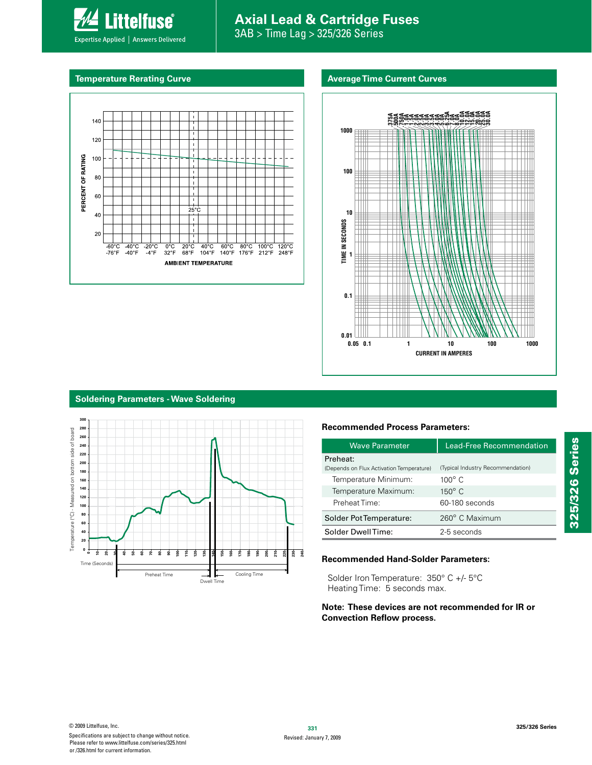## Temperature Rerating Curve

## Average Time Current Curves

## Soldering Parameters - Wave Soldering

### Recommended Process Parameters:

| Wave Parameter | Lead-Free Recommendation |
|---|---|
| Preheat: (Depends on Flux Activation Temperature) | (Typical Industry Recommendation) |
| Temperature Minimum: | 100° C |
| Temperature Maximum: | 150° C |
| Preheat Time: | 60-180 seconds |
| Solder Pot Temperature: | 260° C Maximum |
| Solder Dwell Time: | 2-5 seconds |

### Recommended Hand-Solder Parameters:

Solder Iron Temperature: 350° C +/- 5°C
Heating Time: 5 seconds max.

**Note: These devices are not recommended for IR or Convection Reflow process.**

© 2009 Littelfuse, Inc.
Specifications are subject to change without notice.
Please refer to www.littelfuse.com/series/325.html or /326.html for current information.

Revised: January 7, 2009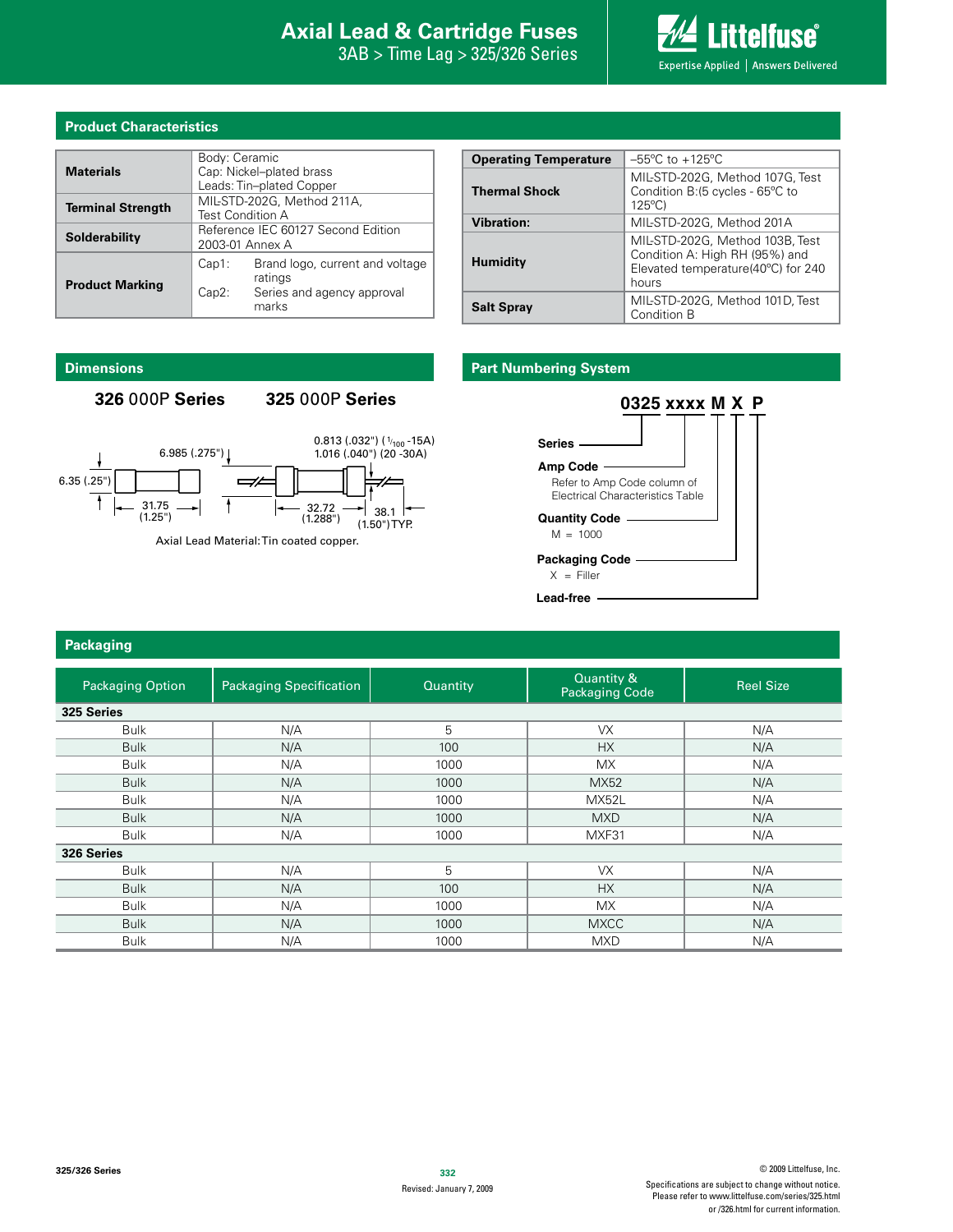# Axial Lead & Cartridge Fuses

3AB > Time Lag > 325/326 Series

## Product Characteristics

| | |
|---|---|
| **Materials** | Body: Ceramic<br>Cap: Nickel–plated brass<br>Leads: Tin–plated Copper |
| **Terminal Strength** | MIL-STD-202G, Method 211A, Test Condition A |
| **Solderability** | Reference IEC 60127 Second Edition 2003-01 Annex A |
| **Product Marking** | Cap1: Brand logo, current and voltage ratings<br>Cap2: Series and agency approval marks |

| | |
|---|---|
| **Operating Temperature** | –55°C to +125°C |
| **Thermal Shock** | MIL-STD-202G, Method 107G, Test Condition B:(5 cycles - 65°C to 125°C) |
| **Vibration:** | MIL-STD-202G, Method 201A |
| **Humidity** | MIL-STD-202G, Method 103B, Test Condition A: High RH (95%) and Elevated temperature(40°C) for 240 hours |
| **Salt Spray** | MIL-STD-202G, Method 101D, Test Condition B |

## Dimensions

**326 000P Series** **325 000P Series**

6.985 (.275")
6.35 (.25")
31.75 (1.25")
0.813 (.032") ($^{1}/_{100}$ -15A)
1.016 (.040") (20 -30A)
32.72 (1.288")
38.1 (1.50")TYP.

Axial Lead Material:Tin coated copper.

## Part Numbering System

**0325 xxxx M X P**

**Series**

**Amp Code**
Refer to Amp Code column of Electrical Characteristics Table

**Quantity Code**
M = 1000

**Packaging Code**
X = Filler

**Lead-free**

## Packaging

| Packaging Option | Packaging Specification | Quantity | Quantity & Packaging Code | Reel Size |
|---|---|---|---|---|
| **325 Series** | | | | |
| Bulk | N/A | 5 | VX | N/A |
| Bulk | N/A | 100 | HX | N/A |
| Bulk | N/A | 1000 | MX | N/A |
| Bulk | N/A | 1000 | MX52 | N/A |
| Bulk | N/A | 1000 | MX52L | N/A |
| Bulk | N/A | 1000 | MXD | N/A |
| Bulk | N/A | 1000 | MXF31 | N/A |
| **326 Series** | | | | |
| Bulk | N/A | 5 | VX | N/A |
| Bulk | N/A | 100 | HX | N/A |
| Bulk | N/A | 1000 | MX | N/A |
| Bulk | N/A | 1000 | MXCC | N/A |
| Bulk | N/A | 1000 | MXD | N/A |

325/326 Series

Revised: January 7, 2009

© 2009 Littelfuse, Inc.
Specifications are subject to change without notice.
Please refer to www.littelfuse.com/series/325.html or /326.html for current information.